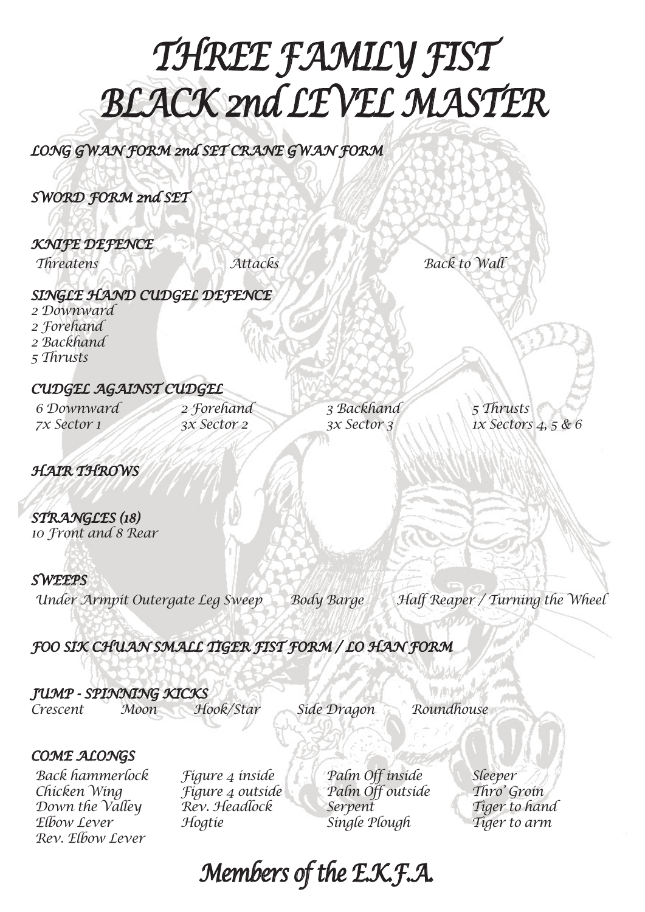# THREE FAMILY FIST
# BLACK 2nd LEVEL MASTER

## LONG GWAN FORM 2nd SET CRANE GWAN FORM

## SWORD FORM 2nd SET

## KNIFE DEFENCE

Threatens | Attacks | Back to Wall

## SINGLE HAND CUDGEL DEFENCE

2 Downward
2 Forehand
2 Backhand
5 Thrusts

## CUDGEL AGAINST CUDGEL

| 6 Downward | 2 Forehand | 3 Backhand | 5 Thrusts |
|---|---|---|---|
| 7x Sector 1 | 3x Sector 2 | 3x Sector 3 | 1x Sectors 4, 5 & 6 |

## HAIR THROWS

## STRANGLES (18)

10 Front and 8 Rear

## SWEEPS

Under Armpit Outergate Leg Sweep | Body Barge | Half Reaper / Turning the Wheel

## FOO SIK CHUAN SMALL TIGER FIST FORM / LO HAN FORM

## JUMP - SPINNING KICKS

Crescent | Moon | Hook/Star | Side Dragon | Roundhouse

## COME ALONGS

Back hammerlock
Chicken Wing
Down the Valley
Elbow Lever
Rev. Elbow Lever
Figure 4 inside
Figure 4 outside
Rev. Headlock
Hogtie
Palm Off inside
Palm Off outside
Serpent
Single Plough
Sleeper
Thro' Groin
Tiger to hand
Tiger to arm

*Members of the E.K.F.A.*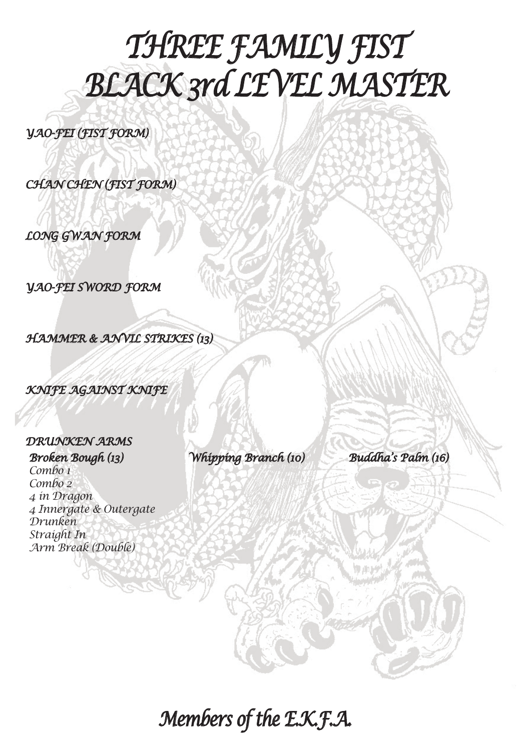# THREE FAMILY FIST BLACK 3rd LEVEL MASTER

*YAO-FEI (FIST FORM)*

*CHAN CHEN (FIST FORM)*

*LONG GWAN FORM*

*YAO-FEI SWORD FORM*

*HAMMER & ANVIL STRIKES (13)*

*KNIFE AGAINST KNIFE*

*DRUNKEN ARMS*

*Broken Bough (13)*

*Whipping Branch (10)*

*Buddha's Palm (16)*

*Combo 1*
*Combo 2*
*4 in Dragon*
*4 Innergate & Outergate*
*Drunken*
*Straight In*
*Arm Break (Double)*

*Members of the E.K.F.A.*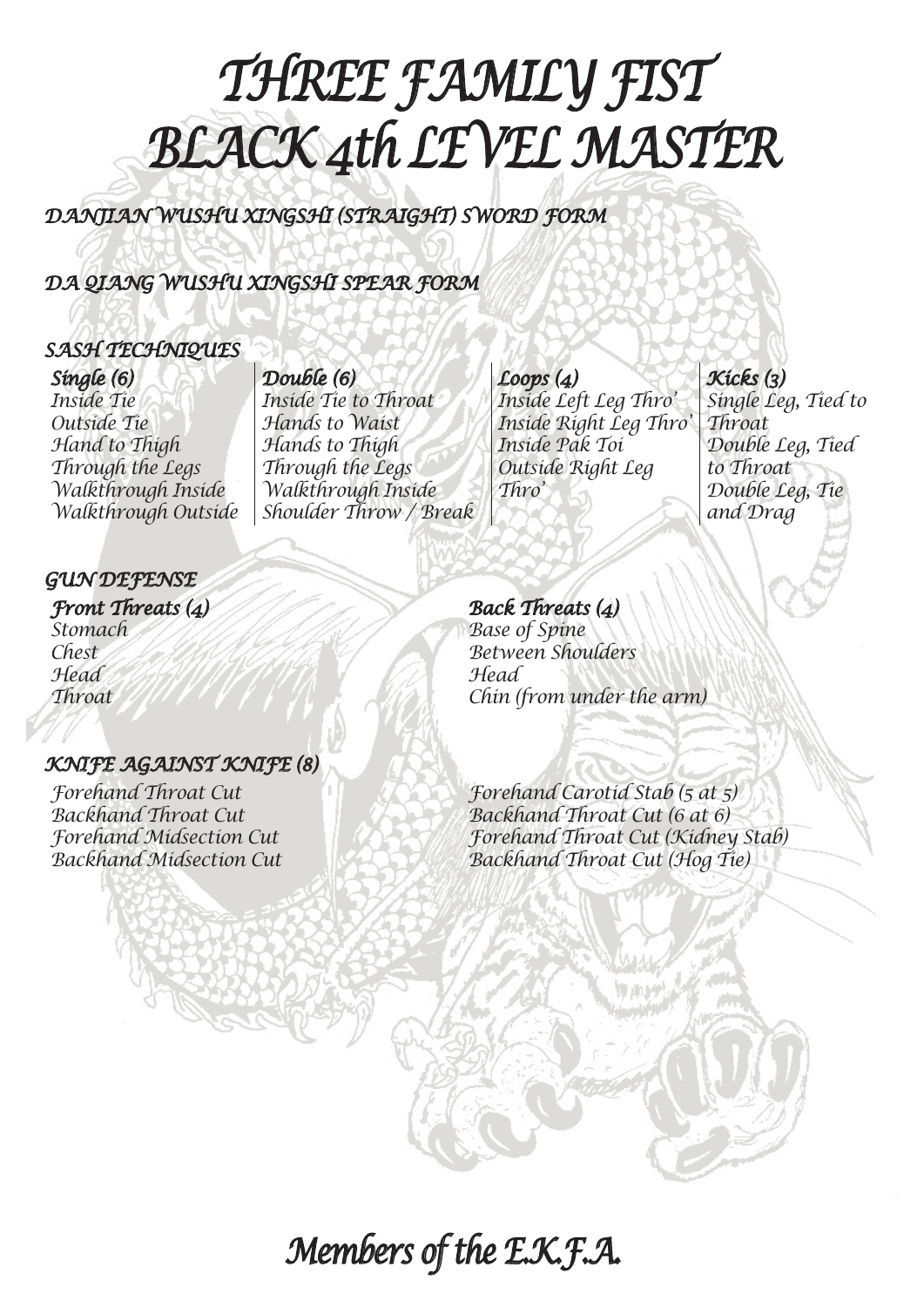# THREE FAMILY FIST
# BLACK 4th LEVEL MASTER

## DANJIAN WUSHU XINGSHI (STRAIGHT) SWORD FORM

## DA QIANG WUSHU XINGSHI SPEAR FORM

## SASH TECHNIQUES

### Single (6)

- Inside Tie
- Outside Tie
- Hand to Thigh
- Through the Legs
- Walkthrough Inside
- Walkthrough Outside

### Double (6)

- Inside Tie to Throat
- Hands to Waist
- Hands to Thigh
- Through the Legs
- Walkthrough Inside
- Shoulder Throw / Break

### Loops (4)

- Inside Left Leg Thro'
- Inside Right Leg Thro'
- Inside Pak Toi
- Outside Right Leg Thro'

### Kicks (3)

- Single Leg, Tied to Throat
- Double Leg, Tied to Throat
- Double Leg, Tie and Drag

## GUN DEFENSE

### Front Threats (4)

- Stomach
- Chest
- Head
- Throat

### Back Threats (4)

- Base of Spine
- Between Shoulders
- Head
- Chin (from under the arm)

## KNIFE AGAINST KNIFE (8)

- Forehand Throat Cut
- Backhand Throat Cut
- Forehand Midsection Cut
- Backhand Midsection Cut
- Forehand Carotid Stab (5 at 5)
- Backhand Throat Cut (6 at 6)
- Forehand Throat Cut (Kidney Stab)
- Backhand Throat Cut (Hog Tie)

Members of the E.K.F.A.